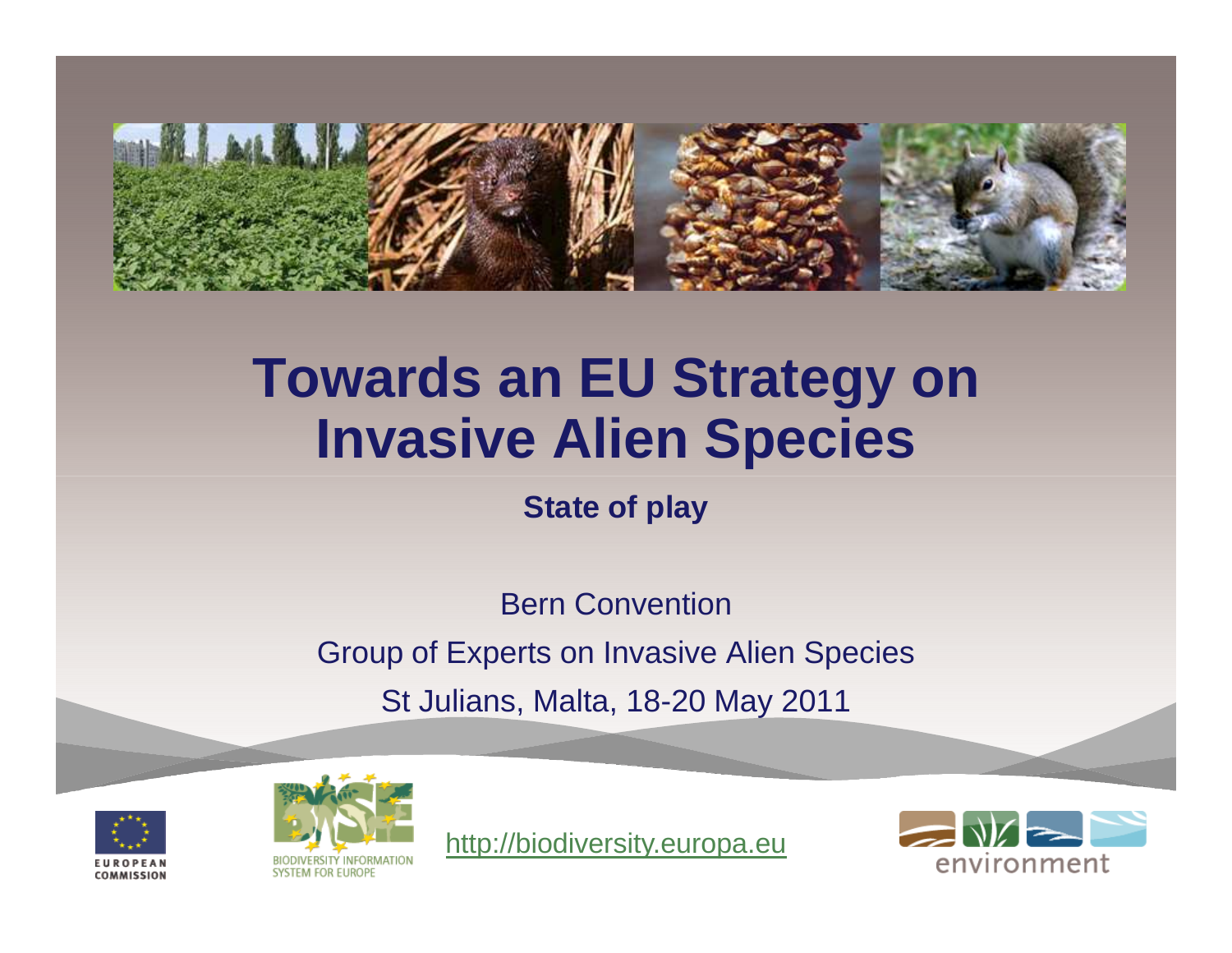# Towards an EU Strategy on Invasive Alien Species

**State of play**

Bern Convention

Group of Experts on Invasive Alien Species

St Julians, Malta, 18-20 May 2011

EUROPEAN COMMISSION

BIODIVERSITY INFORMATION SYSTEM FOR EUROPE

http://biodiversity.europa.eu

environment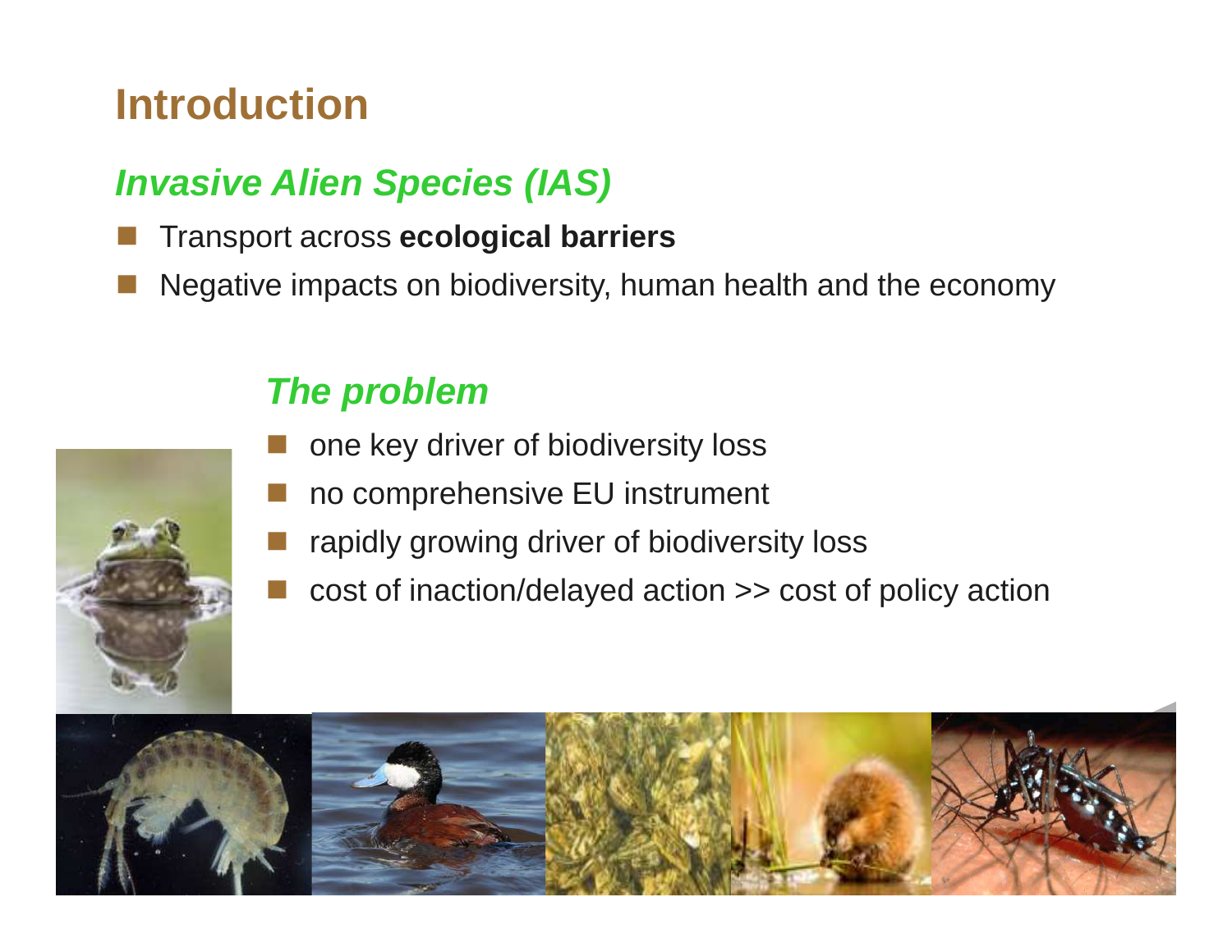# Introduction

## *Invasive Alien Species (IAS)*

- Transport across **ecological barriers**
- Negative impacts on biodiversity, human health and the economy

### *The problem*

- one key driver of biodiversity loss
- no comprehensive EU instrument
- rapidly growing driver of biodiversity loss
- cost of inaction/delayed action >> cost of policy action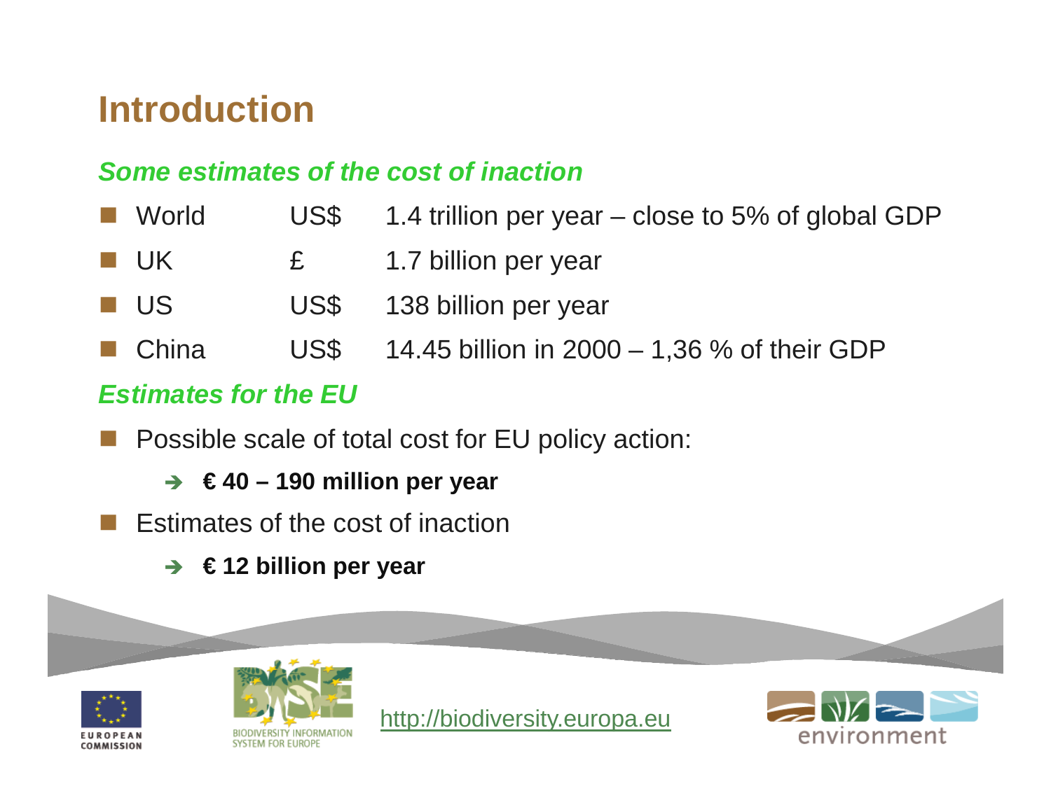# Introduction

***Some estimates of the cost of inaction***

| | | |
|---|---|---|
| World | US$ | 1.4 trillion per year – close to 5% of global GDP |
| UK | £ | 1.7 billion per year |
| US | US$ | 138 billion per year |
| China | US$ | 14.45 billion in 2000 – 1,36 % of their GDP |

***Estimates for the EU***

- Possible scale of total cost for EU policy action:
  - ➔ **€ 40 – 190 million per year**
- Estimates of the cost of inaction
  - ➔ **€ 12 billion per year**

EUROPEAN COMMISSION

BIODIVERSITY INFORMATION SYSTEM FOR EUROPE

http://biodiversity.europa.eu

environment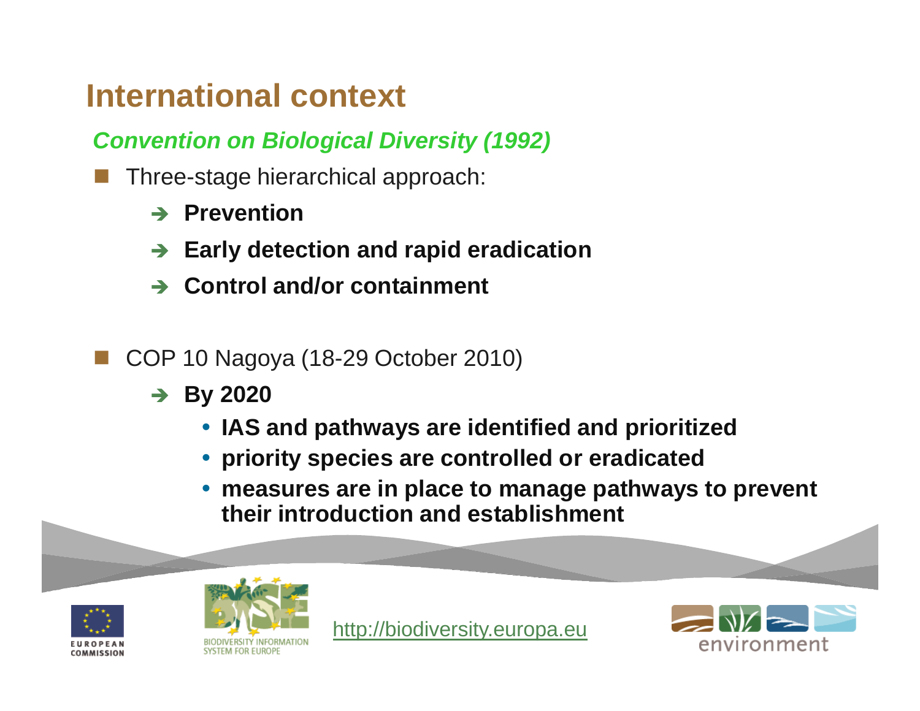# International context

***Convention on Biological Diversity (1992)***

- Three-stage hierarchical approach:
  - → **Prevention**
  - → **Early detection and rapid eradication**
  - → **Control and/or containment**

- COP 10 Nagoya (18-29 October 2010)
  - → **By 2020**
    - **IAS and pathways are identified and prioritized**
    - **priority species are controlled or eradicated**
    - **measures are in place to manage pathways to prevent their introduction and establishment**

http://biodiversity.europa.eu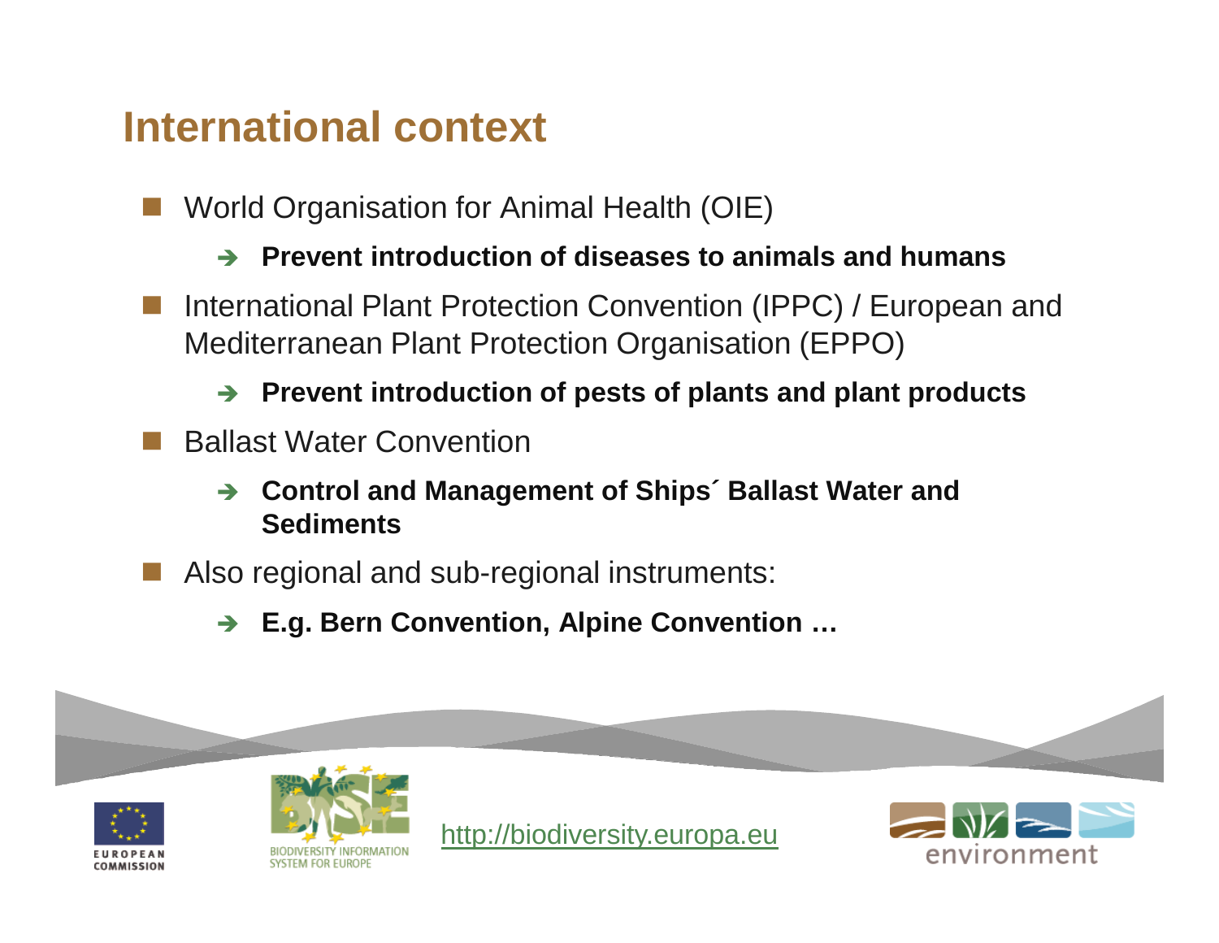# International context

- World Organisation for Animal Health (OIE)
  - ➔ **Prevent introduction of diseases to animals and humans**
- International Plant Protection Convention (IPPC) / European and Mediterranean Plant Protection Organisation (EPPO)
  - ➔ **Prevent introduction of pests of plants and plant products**
- Ballast Water Convention
  - ➔ **Control and Management of Ships´ Ballast Water and Sediments**
- Also regional and sub-regional instruments:
  - ➔ **E.g. Bern Convention, Alpine Convention …**

http://biodiversity.europa.eu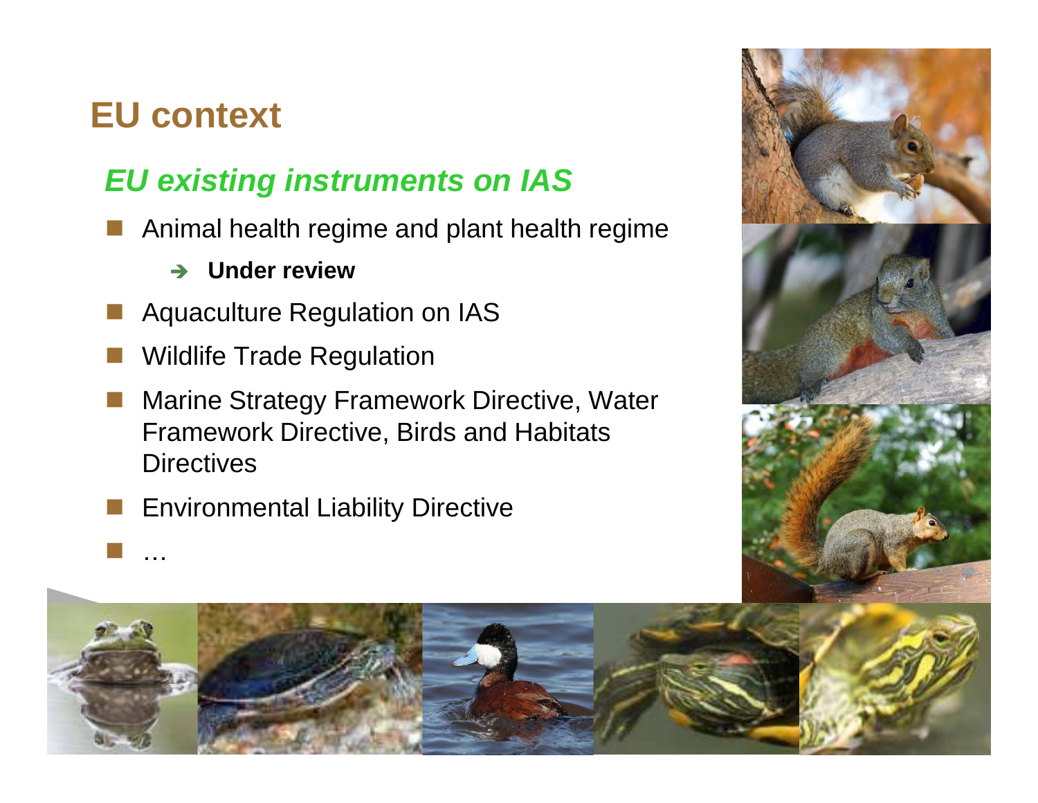# EU context

## *EU existing instruments on IAS*

- Animal health regime and plant health regime
  - ➔ **Under review**
- Aquaculture Regulation on IAS
- Wildlife Trade Regulation
- Marine Strategy Framework Directive, Water Framework Directive, Birds and Habitats Directives
- Environmental Liability Directive
- …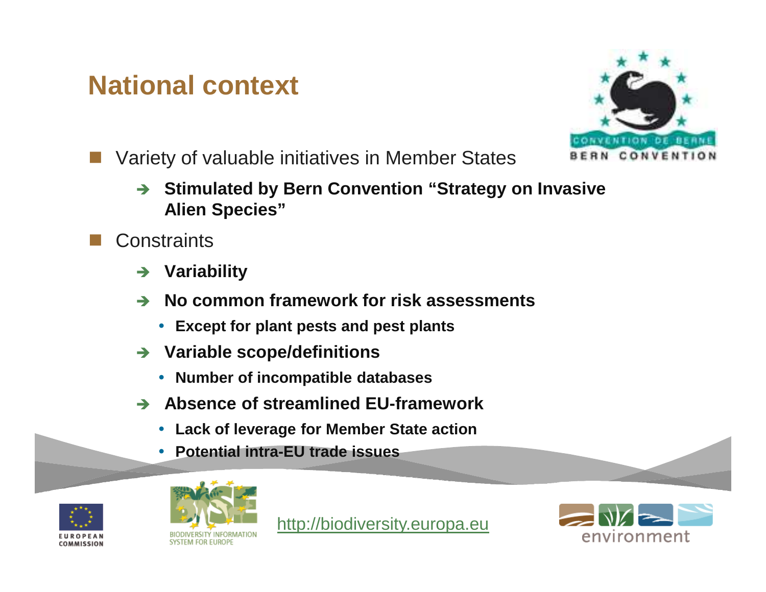# National context

- Variety of valuable initiatives in Member States
  - **Stimulated by Bern Convention "Strategy on Invasive Alien Species"**
- Constraints
  - **Variability**
  - **No common framework for risk assessments**
    - **Except for plant pests and pest plants**
  - **Variable scope/definitions**
    - **Number of incompatible databases**
  - **Absence of streamlined EU-framework**
    - **Lack of leverage for Member State action**
    - **Potential intra-EU trade issues**

http://biodiversity.europa.eu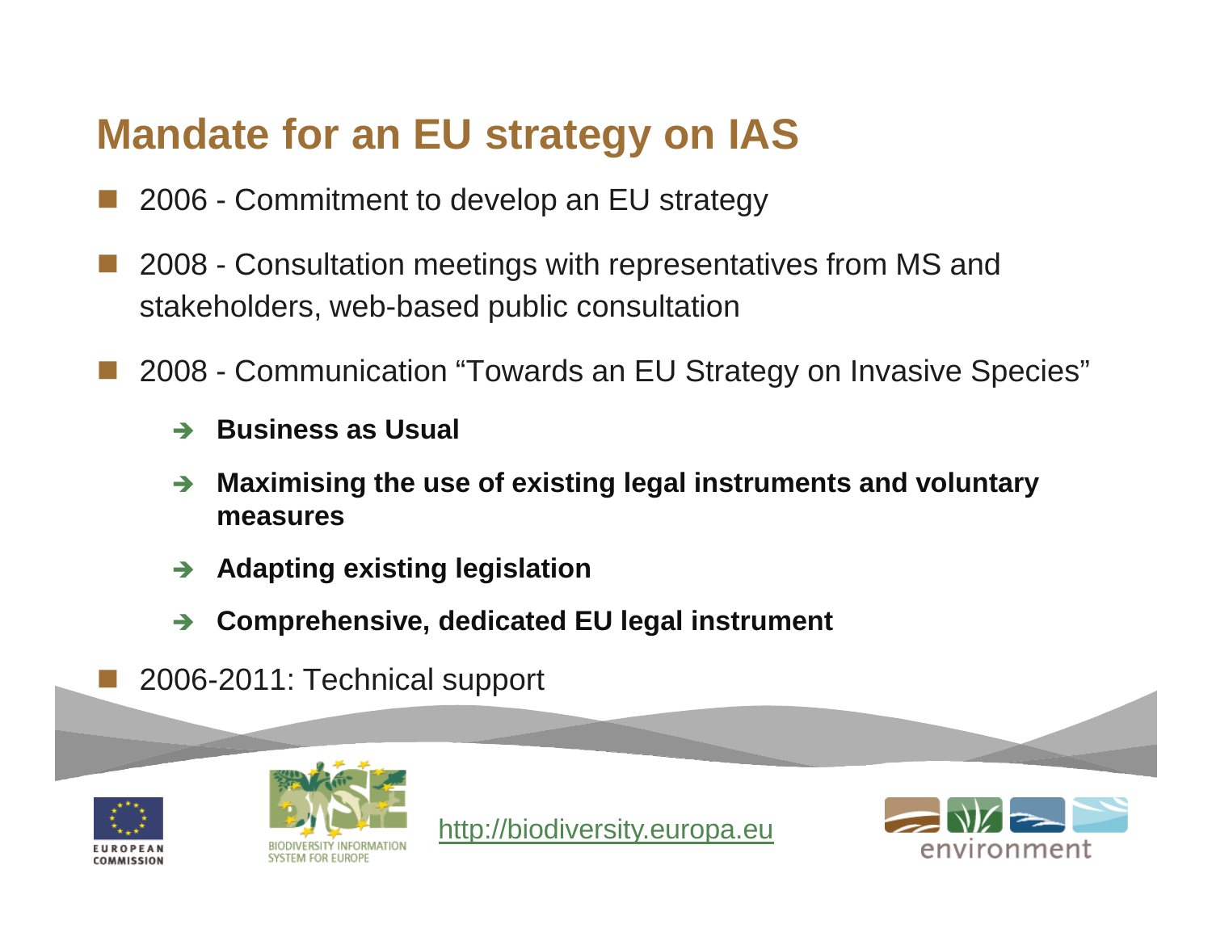# Mandate for an EU strategy on IAS

- 2006 - Commitment to develop an EU strategy
- 2008 - Consultation meetings with representatives from MS and stakeholders, web-based public consultation
- 2008 - Communication "Towards an EU Strategy on Invasive Species"
  - **Business as Usual**
  - **Maximising the use of existing legal instruments and voluntary measures**
  - **Adapting existing legislation**
  - **Comprehensive, dedicated EU legal instrument**
- 2006-2011: Technical support

http://biodiversity.europa.eu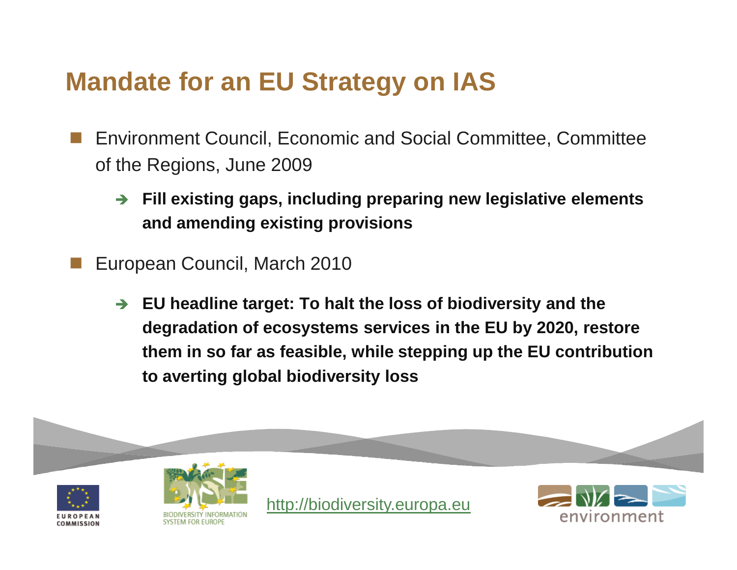# Mandate for an EU Strategy on IAS

- Environment Council, Economic and Social Committee, Committee of the Regions, June 2009
  - ➔ **Fill existing gaps, including preparing new legislative elements and amending existing provisions**
- European Council, March 2010
  - ➔ **EU headline target: To halt the loss of biodiversity and the degradation of ecosystems services in the EU by 2020, restore them in so far as feasible, while stepping up the EU contribution to averting global biodiversity loss**

http://biodiversity.europa.eu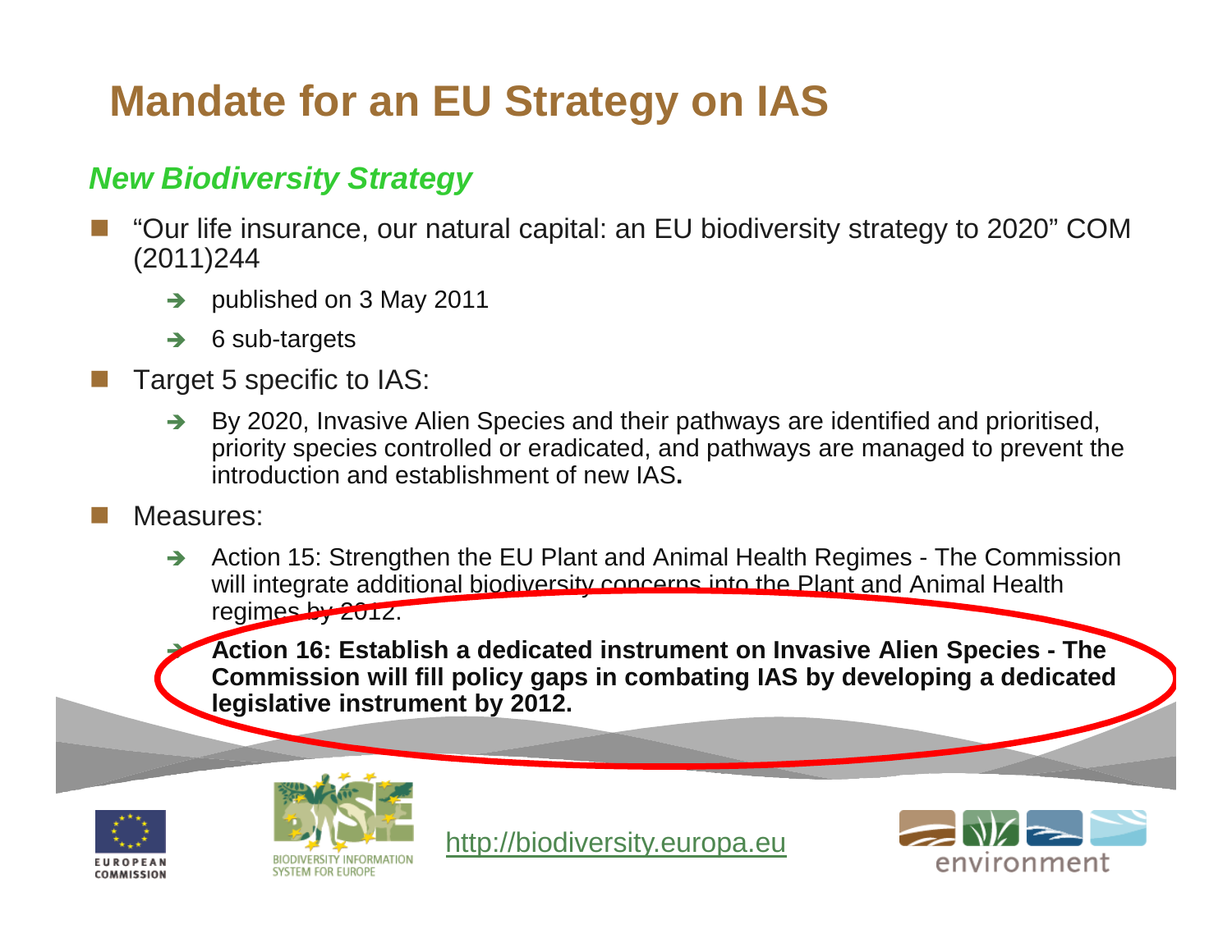# Mandate for an EU Strategy on IAS

### *New Biodiversity Strategy*

- "Our life insurance, our natural capital: an EU biodiversity strategy to 2020" COM (2011)244
  - ➔ published on 3 May 2011
  - ➔ 6 sub-targets
- Target 5 specific to IAS:
  - ➔ By 2020, Invasive Alien Species and their pathways are identified and prioritised, priority species controlled or eradicated, and pathways are managed to prevent the introduction and establishment of new IAS**.**
- Measures:
  - ➔ Action 15: Strengthen the EU Plant and Animal Health Regimes - The Commission will integrate additional biodiversity concerns into the Plant and Animal Health regimes by 2012.
  - ➔ **Action 16: Establish a dedicated instrument on Invasive Alien Species - The Commission will fill policy gaps in combating IAS by developing a dedicated legislative instrument by 2012.**

http://biodiversity.europa.eu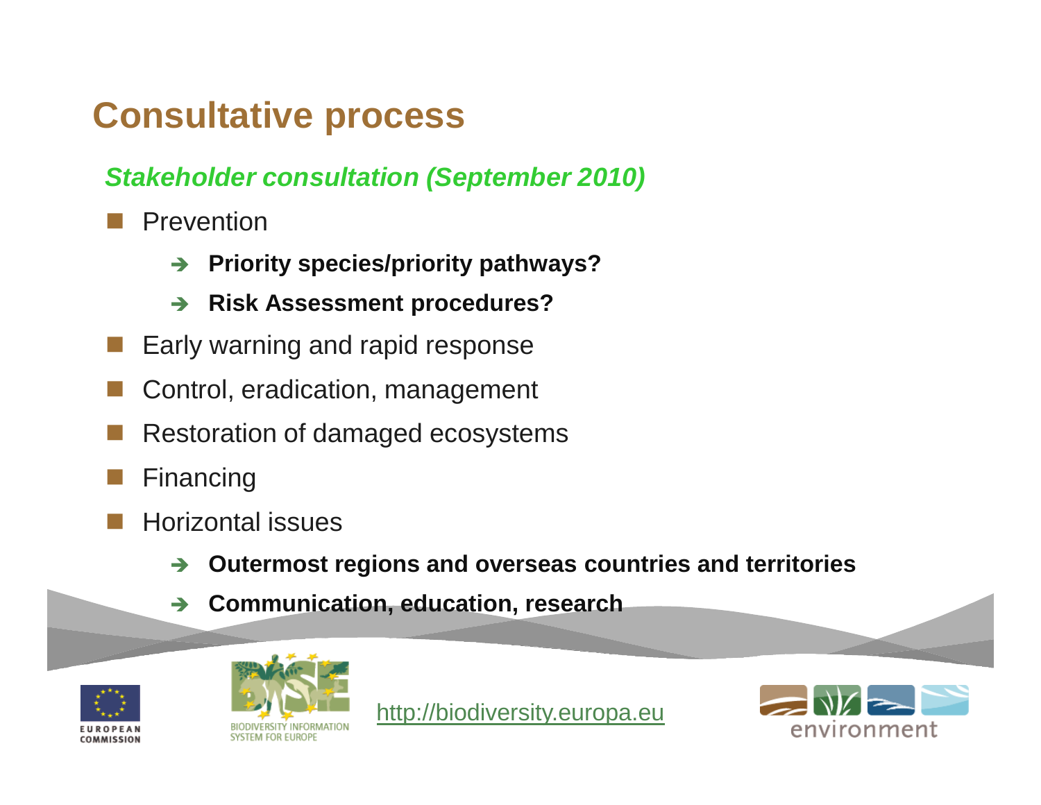# Consultative process

*Stakeholder consultation (September 2010)*

- Prevention
  - → **Priority species/priority pathways?**
  - → **Risk Assessment procedures?**
- Early warning and rapid response
- Control, eradication, management
- Restoration of damaged ecosystems
- Financing
- Horizontal issues
  - → **Outermost regions and overseas countries and territories**
  - → **Communication, education, research**

http://biodiversity.europa.eu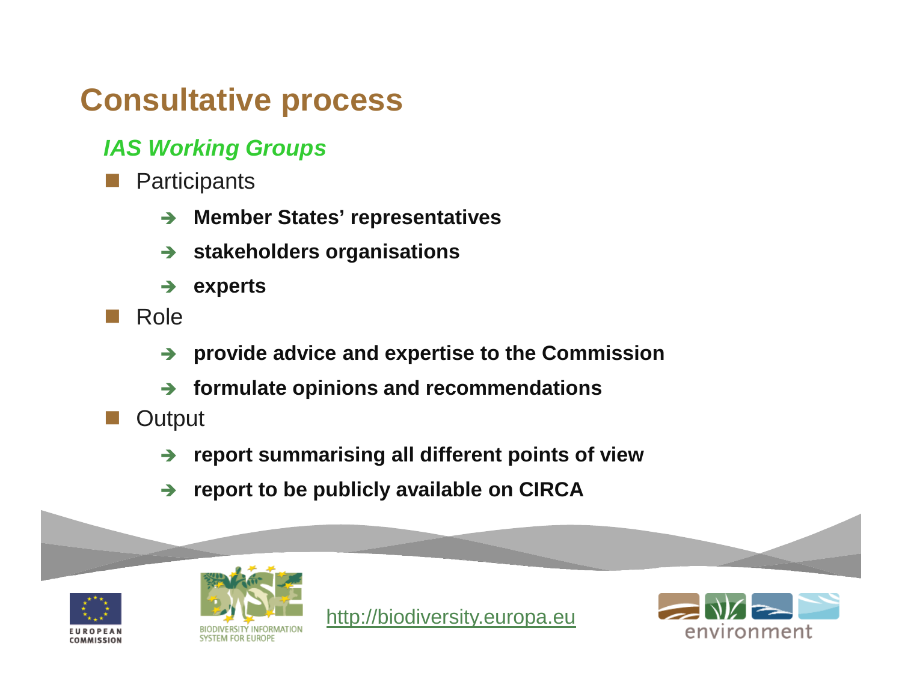# Consultative process

## *IAS Working Groups*

- Participants
  - **Member States' representatives**
  - **stakeholders organisations**
  - **experts**
- Role
  - **provide advice and expertise to the Commission**
  - **formulate opinions and recommendations**
- Output
  - **report summarising all different points of view**
  - **report to be publicly available on CIRCA**

http://biodiversity.europa.eu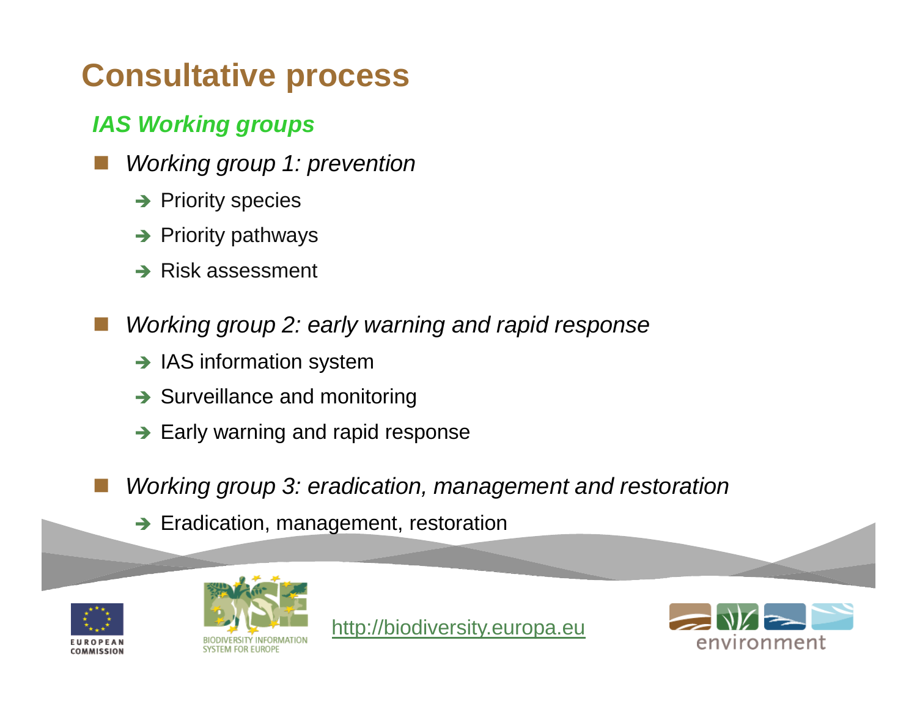# Consultative process

## *IAS Working groups*

- *Working group 1: prevention*
  - ➔ Priority species
  - ➔ Priority pathways
  - ➔ Risk assessment

- *Working group 2: early warning and rapid response*
  - ➔ IAS information system
  - ➔ Surveillance and monitoring
  - ➔ Early warning and rapid response

- *Working group 3: eradication, management and restoration*
  - ➔ Eradication, management, restoration

http://biodiversity.europa.eu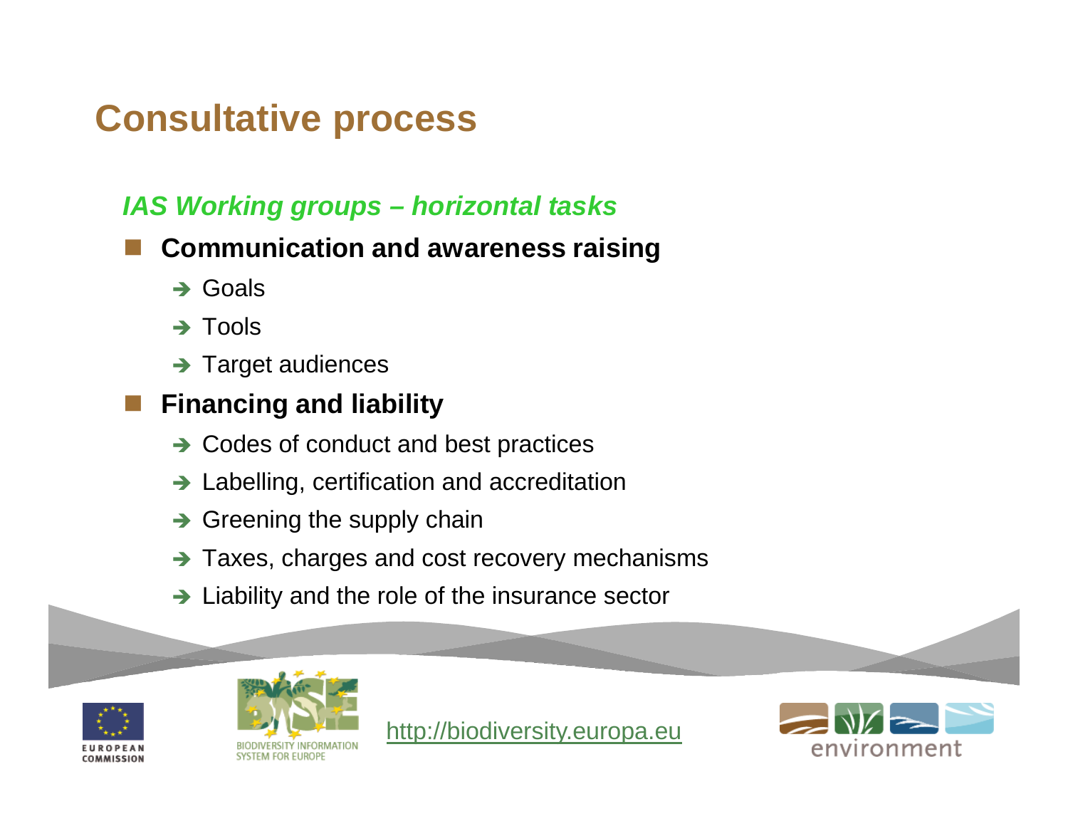# Consultative process

***IAS Working groups – horizontal tasks***

- **Communication and awareness raising**
  - Goals
  - Tools
  - Target audiences
- **Financing and liability**
  - Codes of conduct and best practices
  - Labelling, certification and accreditation
  - Greening the supply chain
  - Taxes, charges and cost recovery mechanisms
  - Liability and the role of the insurance sector

http://biodiversity.europa.eu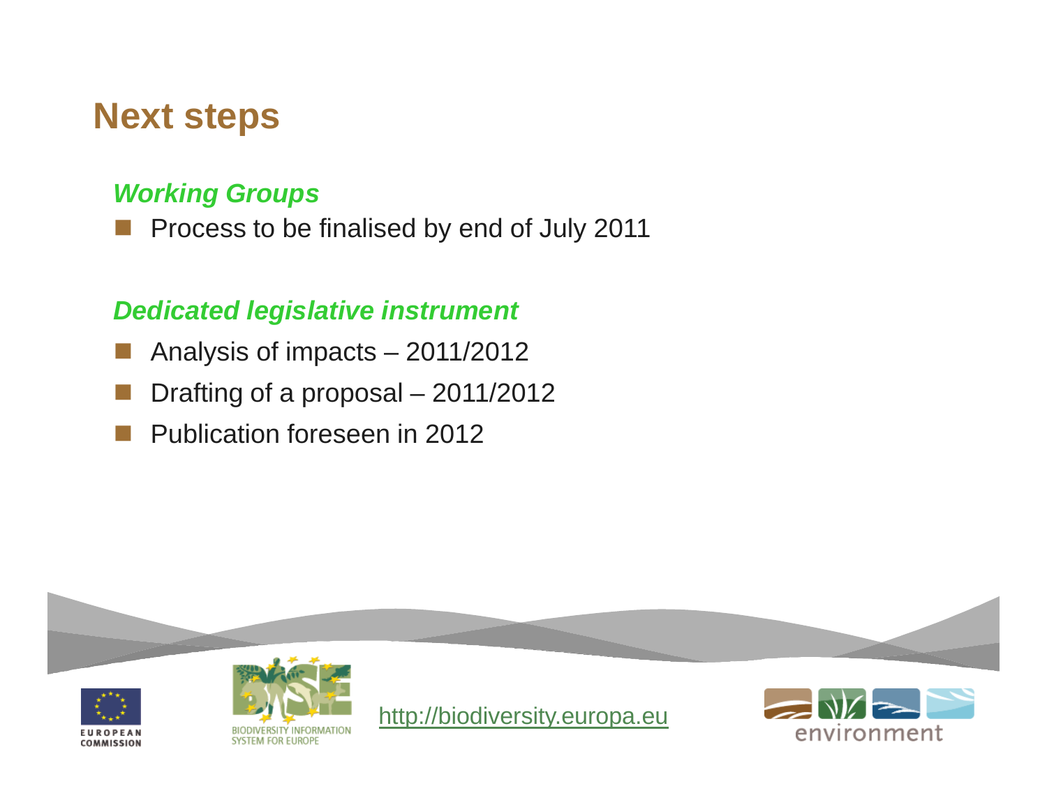# Next steps

### *Working Groups*

- Process to be finalised by end of July 2011

### *Dedicated legislative instrument*

- Analysis of impacts – 2011/2012
- Drafting of a proposal – 2011/2012
- Publication foreseen in 2012

http://biodiversity.europa.eu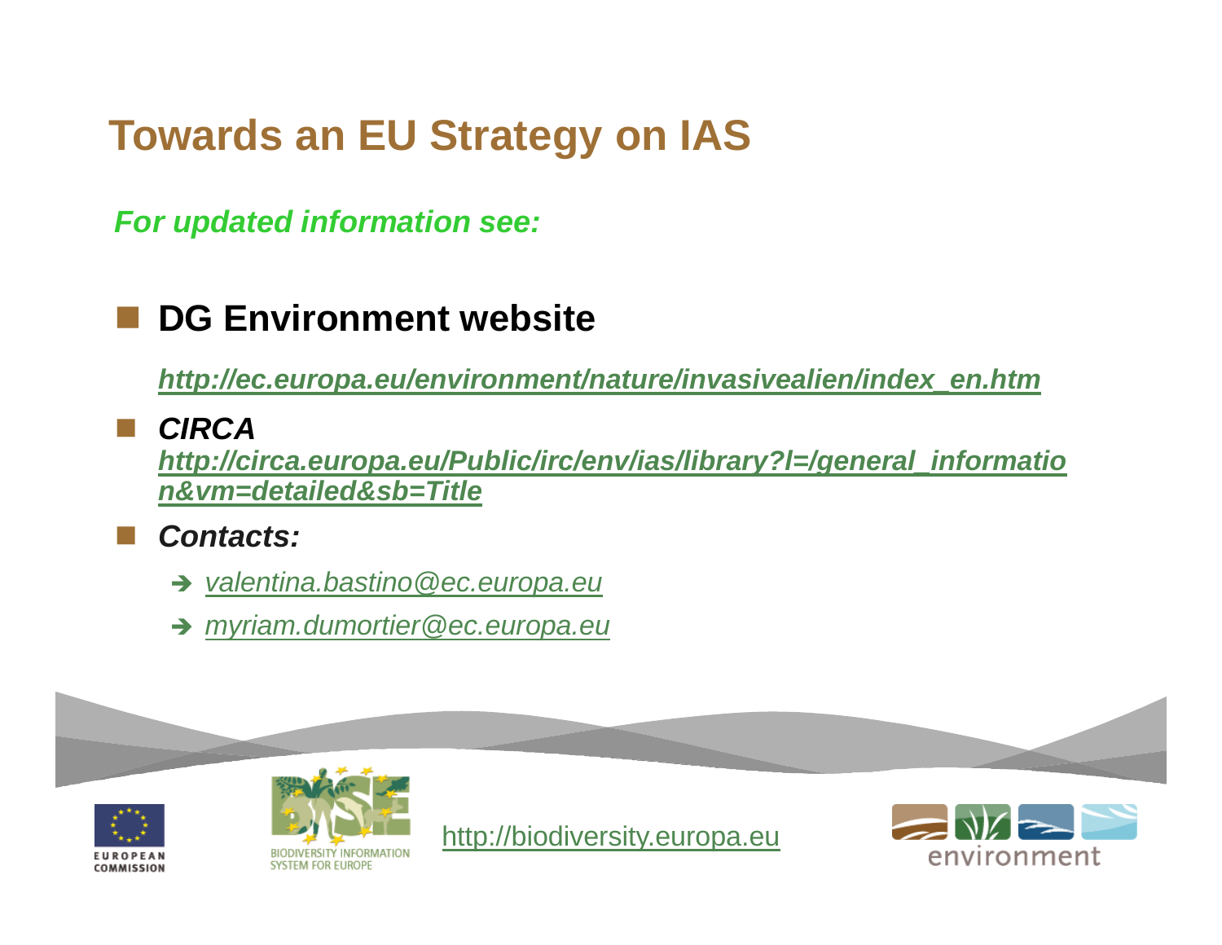# Towards an EU Strategy on IAS

***For updated information see:***

- **DG Environment website**

  ***http://ec.europa.eu/environment/nature/invasivealien/index_en.htm***

- ***CIRCA***
  ***http://circa.europa.eu/Public/irc/env/ias/library?l=/general_information&vm=detailed&sb=Title***

- ***Contacts:***
  - ➔ *valentina.bastino@ec.europa.eu*
  - ➔ *myriam.dumortier@ec.europa.eu*

EUROPEAN COMMISSION

BIODIVERSITY INFORMATION SYSTEM FOR EUROPE

http://biodiversity.europa.eu

environment